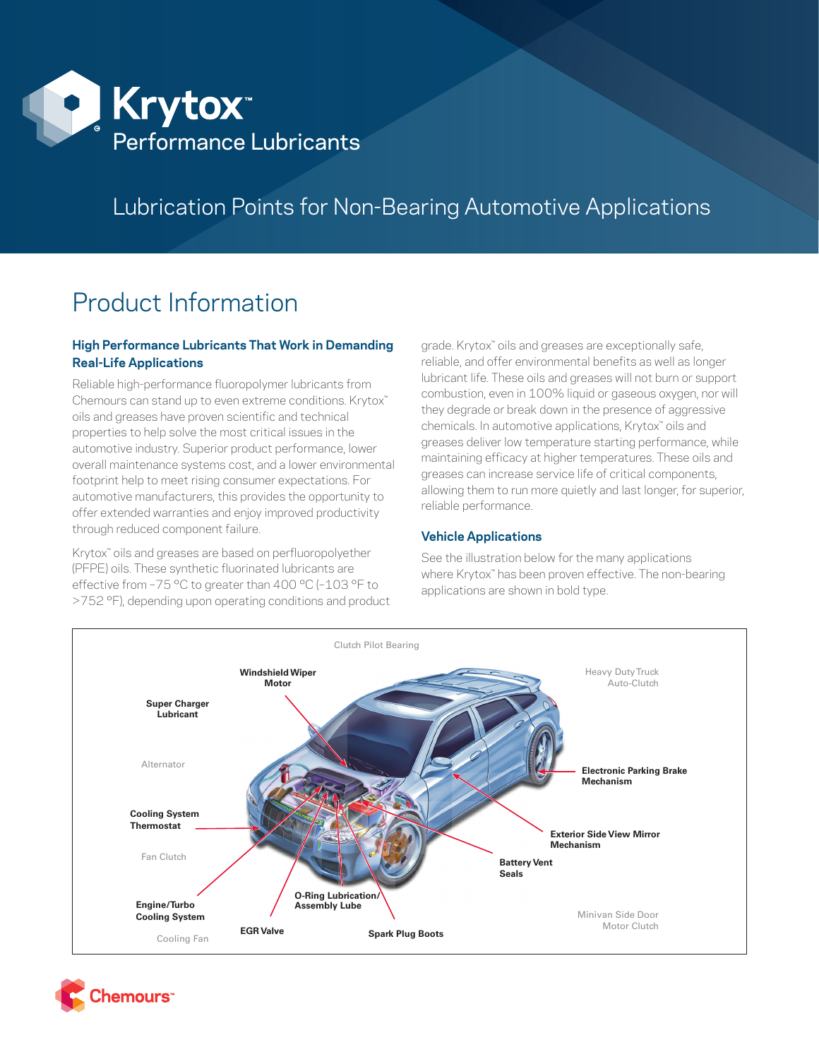# Krytox™ Performance Lubricants

## Lubrication Points for Non-Bearing Automotive Applications

# Product Information

### High Performance Lubricants That Work in Demanding Real-Life Applications

Reliable high-performance fluoropolymer lubricants from Chemours can stand up to even extreme conditions. Krytox™ oils and greases have proven scientific and technical properties to help solve the most critical issues in the automotive industry. Superior product performance, lower overall maintenance systems cost, and a lower environmental footprint help to meet rising consumer expectations. For automotive manufacturers, this provides the opportunity to offer extended warranties and enjoy improved productivity through reduced component failure.

Krytox™ oils and greases are based on perfluoropolyether (PFPE) oils. These synthetic fluorinated lubricants are effective from –75 °C to greater than 400 °C (–103 °F to >752 °F), depending upon operating conditions and product grade. Krytox™ oils and greases are exceptionally safe, reliable, and offer environmental benefits as well as longer lubricant life. These oils and greases will not burn or support combustion, even in 100% liquid or gaseous oxygen, nor will they degrade or break down in the presence of aggressive chemicals. In automotive applications, Krytox™ oils and greases deliver low temperature starting performance, while maintaining efficacy at higher temperatures. These oils and greases can increase service life of critical components, allowing them to run more quietly and last longer, for superior, reliable performance.

### Vehicle Applications

See the illustration below for the many applications where Krytox™ has been proven effective. The non-bearing applications are shown in bold type.

Clutch Pilot Bearing

**Windshield Wiper Motor**

Heavy Duty Truck Auto-Clutch

**Super Charger Lubricant**

Alternator

**Electronic Parking Brake Mechanism**

**Cooling System Thermostat**

**Exterior Side View Mirror Mechanism**

Fan Clutch

**Battery Vent Seals**

**Engine/Turbo Cooling System**

**O-Ring Lubrication/ Assembly Lube**

Minivan Side Door Motor Clutch

**EGR Valve**

**Spark Plug Boots**

Cooling Fan

Chemours™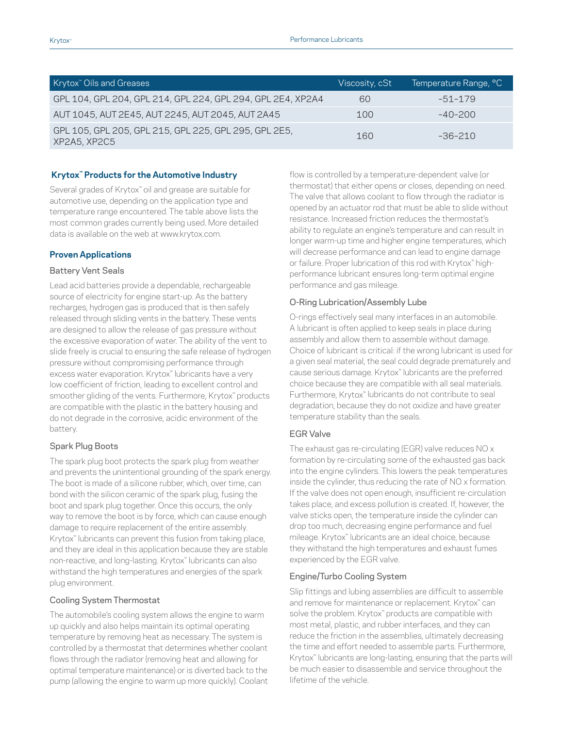| Krytox™ Oils and Greases | Viscosity, cSt | Temperature Range, °C |
|---|---|---|
| GPL 104, GPL 204, GPL 214, GPL 224, GPL 294, GPL 2E4, XP2A4 | 60 | −51–179 |
| AUT 1045, AUT 2E45, AUT 2245, AUT 2045, AUT 2A45 | 100 | −40–200 |
| GPL 105, GPL 205, GPL 215, GPL 225, GPL 295, GPL 2E5, XP2A5, XP2C5 | 160 | −36–210 |

## Krytox™ Products for the Automotive Industry

Several grades of Krytox™ oil and grease are suitable for automotive use, depending on the application type and temperature range encountered. The table above lists the most common grades currently being used. More detailed data is available on the web at www.krytox.com.

## Proven Applications

### Battery Vent Seals

Lead acid batteries provide a dependable, rechargeable source of electricity for engine start-up. As the battery recharges, hydrogen gas is produced that is then safely released through sliding vents in the battery. These vents are designed to allow the release of gas pressure without the excessive evaporation of water. The ability of the vent to slide freely is crucial to ensuring the safe release of hydrogen pressure without compromising performance through excess water evaporation. Krytox™ lubricants have a very low coefficient of friction, leading to excellent control and smoother gliding of the vents. Furthermore, Krytox™ products are compatible with the plastic in the battery housing and do not degrade in the corrosive, acidic environment of the battery.

### Spark Plug Boots

The spark plug boot protects the spark plug from weather and prevents the unintentional grounding of the spark energy. The boot is made of a silicone rubber, which, over time, can bond with the silicon ceramic of the spark plug, fusing the boot and spark plug together. Once this occurs, the only way to remove the boot is by force, which can cause enough damage to require replacement of the entire assembly. Krytox™ lubricants can prevent this fusion from taking place, and they are ideal in this application because they are stable non-reactive, and long-lasting. Krytox™ lubricants can also withstand the high temperatures and energies of the spark plug environment.

### Cooling System Thermostat

The automobile's cooling system allows the engine to warm up quickly and also helps maintain its optimal operating temperature by removing heat as necessary. The system is controlled by a thermostat that determines whether coolant flows through the radiator (removing heat and allowing for optimal temperature maintenance) or is diverted back to the pump (allowing the engine to warm up more quickly). Coolant flow is controlled by a temperature-dependent valve (or thermostat) that either opens or closes, depending on need. The valve that allows coolant to flow through the radiator is opened by an actuator rod that must be able to slide without resistance. Increased friction reduces the thermostat's ability to regulate an engine's temperature and can result in longer warm-up time and higher engine temperatures, which will decrease performance and can lead to engine damage or failure. Proper lubrication of this rod with Krytox™ high-performance lubricant ensures long-term optimal engine performance and gas mileage.

### O-Ring Lubrication/Assembly Lube

O-rings effectively seal many interfaces in an automobile. A lubricant is often applied to keep seals in place during assembly and allow them to assemble without damage. Choice of lubricant is critical: if the wrong lubricant is used for a given seal material, the seal could degrade prematurely and cause serious damage. Krytox™ lubricants are the preferred choice because they are compatible with all seal materials. Furthermore, Krytox™ lubricants do not contribute to seal degradation, because they do not oxidize and have greater temperature stability than the seals.

### EGR Valve

The exhaust gas re-circulating (EGR) valve reduces NO x formation by re-circulating some of the exhausted gas back into the engine cylinders. This lowers the peak temperatures inside the cylinder, thus reducing the rate of NO x formation. If the valve does not open enough, insufficient re-circulation takes place, and excess pollution is created. If, however, the valve sticks open, the temperature inside the cylinder can drop too much, decreasing engine performance and fuel mileage. Krytox™ lubricants are an ideal choice, because they withstand the high temperatures and exhaust fumes experienced by the EGR valve.

### Engine/Turbo Cooling System

Slip fittings and lubing assemblies are difficult to assemble and remove for maintenance or replacement. Krytox™ can solve the problem. Krytox™ products are compatible with most metal, plastic, and rubber interfaces, and they can reduce the friction in the assemblies, ultimately decreasing the time and effort needed to assemble parts. Furthermore, Krytox™ lubricants are long-lasting, ensuring that the parts will be much easier to disassemble and service throughout the lifetime of the vehicle.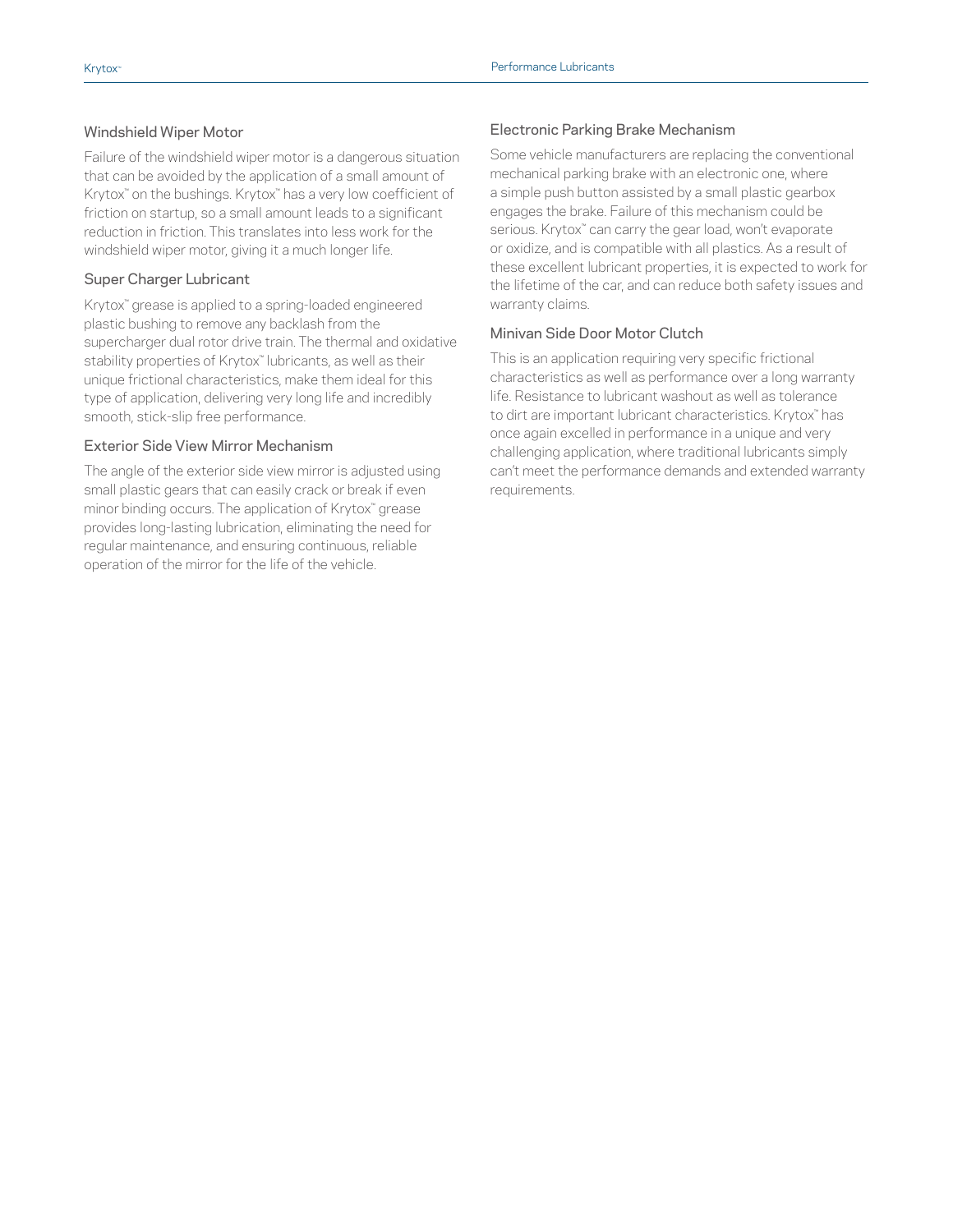## Windshield Wiper Motor

Failure of the windshield wiper motor is a dangerous situation that can be avoided by the application of a small amount of Krytox™ on the bushings. Krytox™ has a very low coefficient of friction on startup, so a small amount leads to a significant reduction in friction. This translates into less work for the windshield wiper motor, giving it a much longer life.

## Super Charger Lubricant

Krytox™ grease is applied to a spring-loaded engineered plastic bushing to remove any backlash from the supercharger dual rotor drive train. The thermal and oxidative stability properties of Krytox™ lubricants, as well as their unique frictional characteristics, make them ideal for this type of application, delivering very long life and incredibly smooth, stick-slip free performance.

## Exterior Side View Mirror Mechanism

The angle of the exterior side view mirror is adjusted using small plastic gears that can easily crack or break if even minor binding occurs. The application of Krytox™ grease provides long-lasting lubrication, eliminating the need for regular maintenance, and ensuring continuous, reliable operation of the mirror for the life of the vehicle.

## Electronic Parking Brake Mechanism

Some vehicle manufacturers are replacing the conventional mechanical parking brake with an electronic one, where a simple push button assisted by a small plastic gearbox engages the brake. Failure of this mechanism could be serious. Krytox™ can carry the gear load, won't evaporate or oxidize, and is compatible with all plastics. As a result of these excellent lubricant properties, it is expected to work for the lifetime of the car, and can reduce both safety issues and warranty claims.

## Minivan Side Door Motor Clutch

This is an application requiring very specific frictional characteristics as well as performance over a long warranty life. Resistance to lubricant washout as well as tolerance to dirt are important lubricant characteristics. Krytox™ has once again excelled in performance in a unique and very challenging application, where traditional lubricants simply can't meet the performance demands and extended warranty requirements.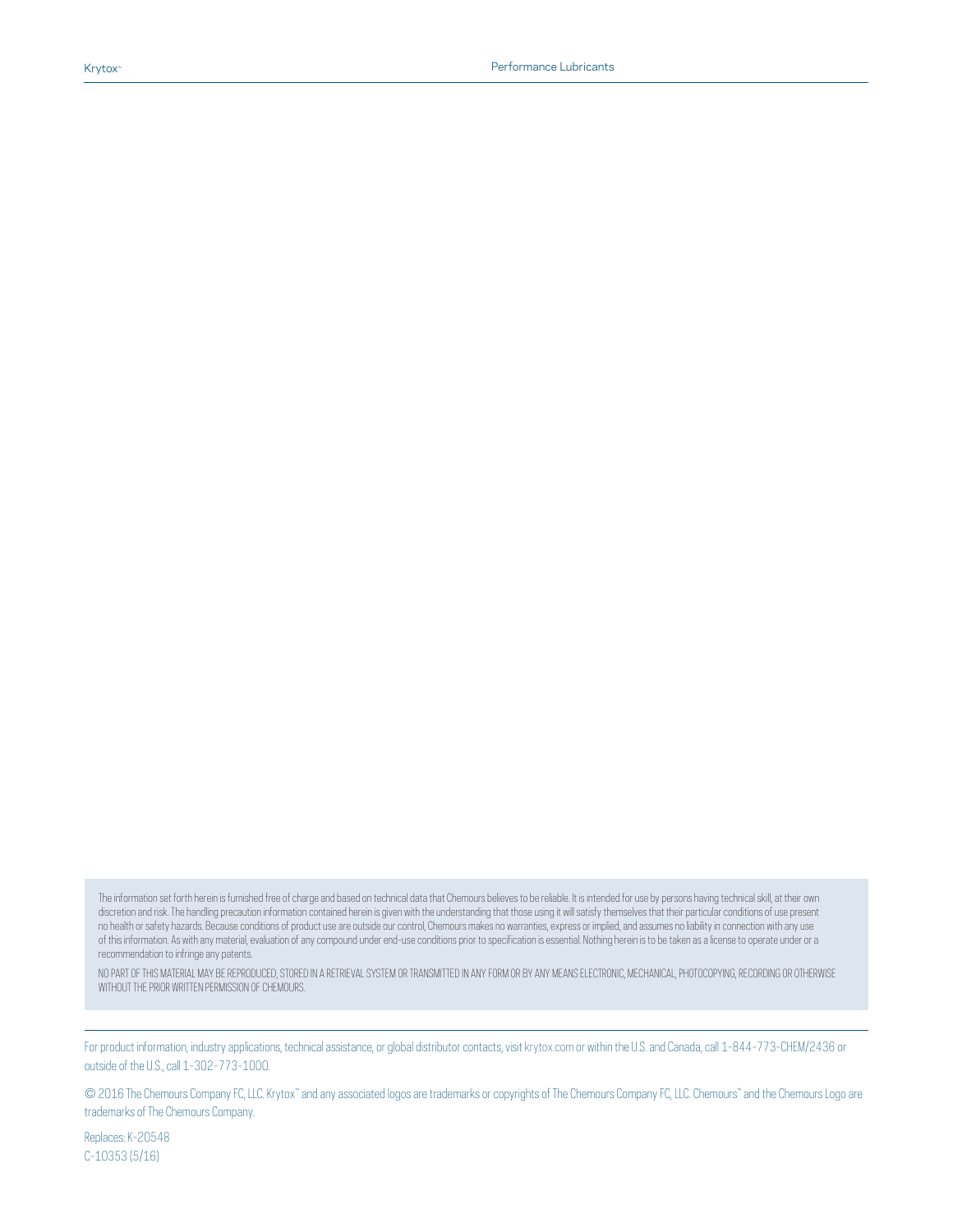The information set forth herein is furnished free of charge and based on technical data that Chemours believes to be reliable. It is intended for use by persons having technical skill, at their own discretion and risk. The handling precaution information contained herein is given with the understanding that those using it will satisfy themselves that their particular conditions of use present no health or safety hazards. Because conditions of product use are outside our control, Chemours makes no warranties, express or implied, and assumes no liability in connection with any use of this information. As with any material, evaluation of any compound under end-use conditions prior to specification is essential. Nothing herein is to be taken as a license to operate under or a recommendation to infringe any patents.

NO PART OF THIS MATERIAL MAY BE REPRODUCED, STORED IN A RETRIEVAL SYSTEM OR TRANSMITTED IN ANY FORM OR BY ANY MEANS ELECTRONIC, MECHANICAL, PHOTOCOPYING, RECORDING OR OTHERWISE WITHOUT THE PRIOR WRITTEN PERMISSION OF CHEMOURS.

For product information, industry applications, technical assistance, or global distributor contacts, visit krytox.com or within the U.S. and Canada, call 1-844-773-CHEM/2436 or outside of the U.S., call 1-302-773-1000.

© 2016 The Chemours Company FC, LLC. Krytox™ and any associated logos are trademarks or copyrights of The Chemours Company FC, LLC. Chemours™ and the Chemours Logo are trademarks of The Chemours Company.

Replaces: K-20548
C-10353 (5/16)